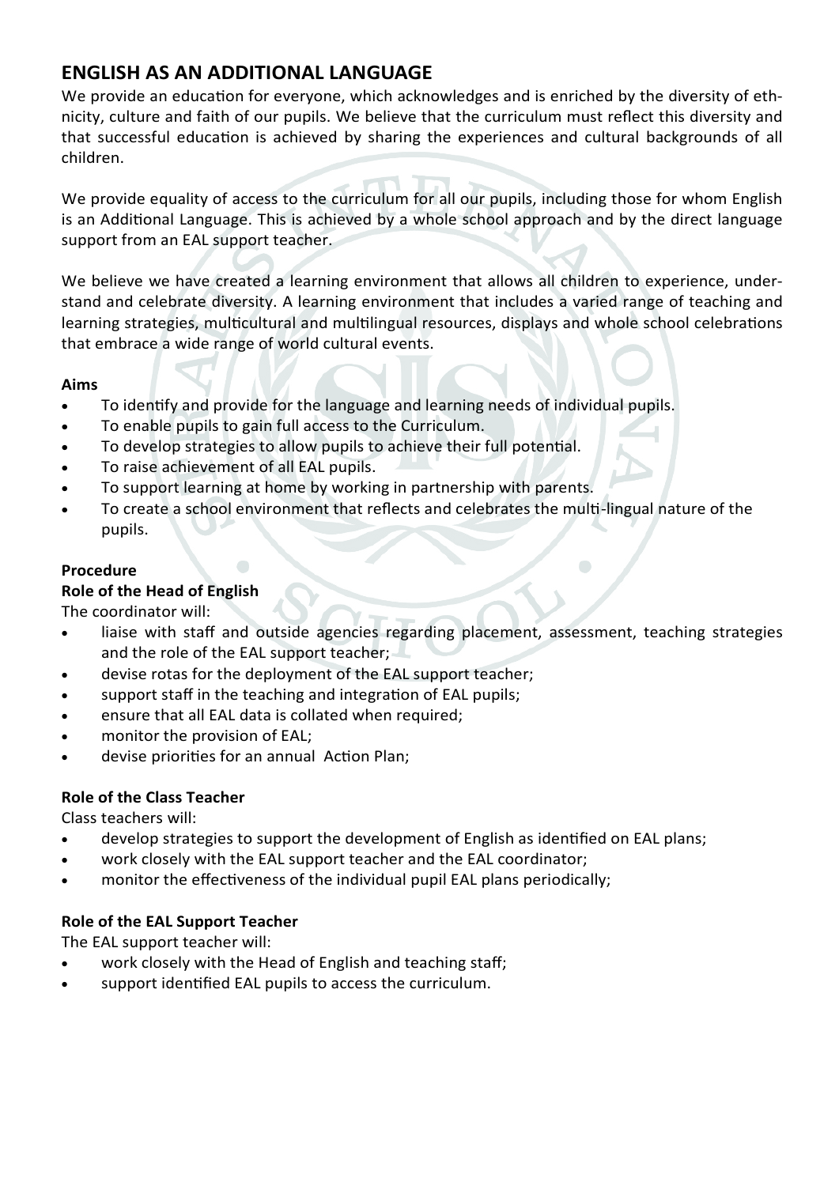## ENGLISH AS AN ADDITIONAL LANGUAGE

We provide an education for everyone, which acknowledges and is enriched by the diversity of ethnicity, culture and faith of our pupils. We believe that the curriculum must reflect this diversity and that successful education is achieved by sharing the experiences and cultural backgrounds of all children.

We provide equality of access to the curriculum for all our pupils, including those for whom English is an Additional Language. This is achieved by a whole school approach and by the direct language support from an EAL support teacher.

We believe we have created a learning environment that allows all children to experience, understand and celebrate diversity. A learning environment that includes a varied range of teaching and learning strategies, multicultural and multilingual resources, displays and whole school celebrations that embrace a wide range of world cultural events.

**Aims**

- To identify and provide for the language and learning needs of individual pupils.
- To enable pupils to gain full access to the Curriculum.
- To develop strategies to allow pupils to achieve their full potential.
- To raise achievement of all EAL pupils.
- To support learning at home by working in partnership with parents.
- To create a school environment that reflects and celebrates the multi-lingual nature of the pupils.

**Procedure**

**Role of the Head of English**

The coordinator will:

- liaise with staff and outside agencies regarding placement, assessment, teaching strategies and the role of the EAL support teacher;
- devise rotas for the deployment of the EAL support teacher;
- support staff in the teaching and integration of EAL pupils;
- ensure that all EAL data is collated when required;
- monitor the provision of EAL;
- devise priorities for an annual Action Plan;

**Role of the Class Teacher**

Class teachers will:

- develop strategies to support the development of English as identified on EAL plans;
- work closely with the EAL support teacher and the EAL coordinator;
- monitor the effectiveness of the individual pupil EAL plans periodically;

**Role of the EAL Support Teacher**

The EAL support teacher will:

- work closely with the Head of English and teaching staff;
- support identified EAL pupils to access the curriculum.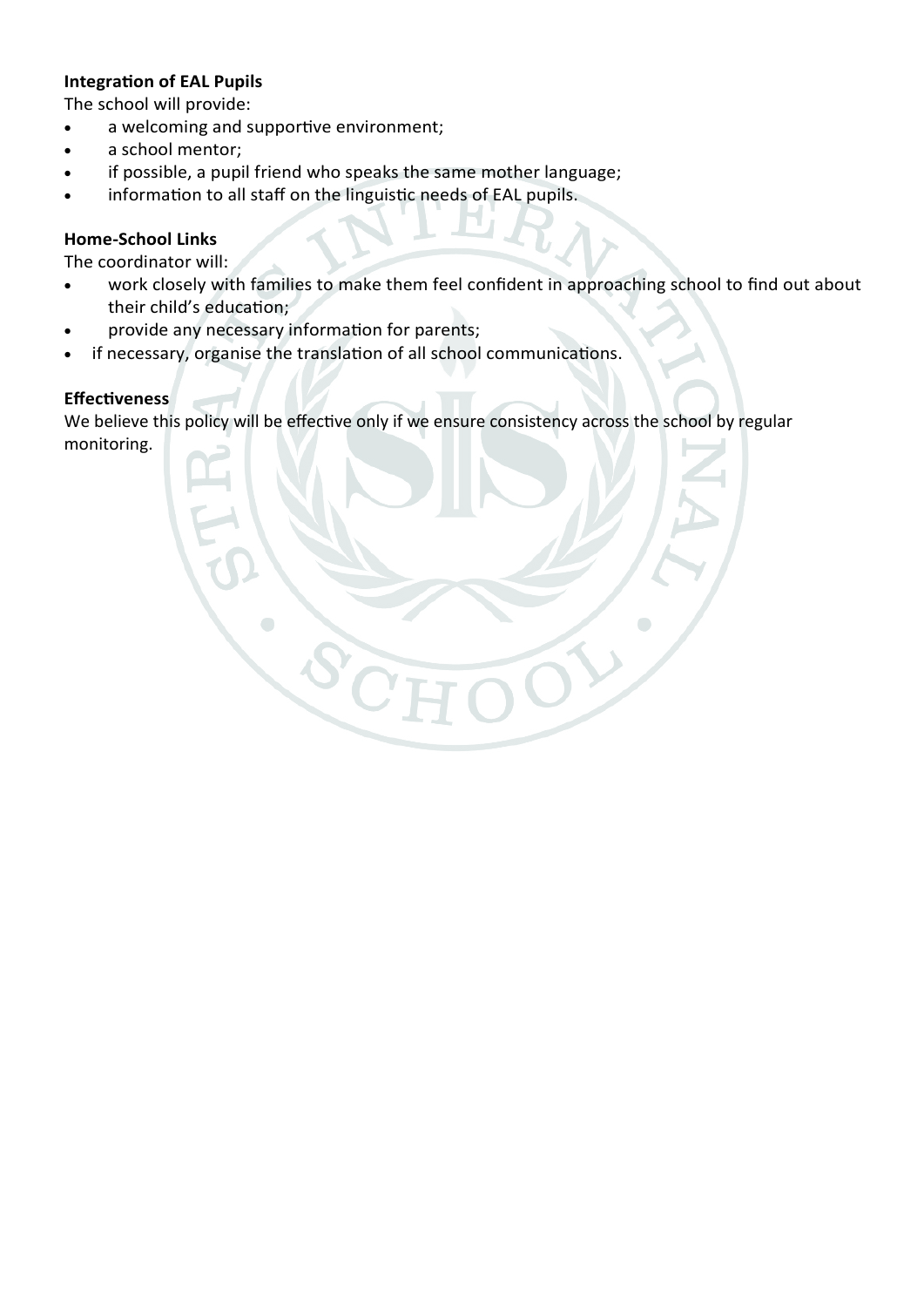**Integration of EAL Pupils**

The school will provide:

- a welcoming and supportive environment;
- a school mentor;
- if possible, a pupil friend who speaks the same mother language;
- information to all staff on the linguistic needs of EAL pupils.

**Home-School Links**

The coordinator will:

- work closely with families to make them feel confident in approaching school to find out about their child's education;
- provide any necessary information for parents;
- if necessary, organise the translation of all school communications.

**Effectiveness**

We believe this policy will be effective only if we ensure consistency across the school by regular monitoring.